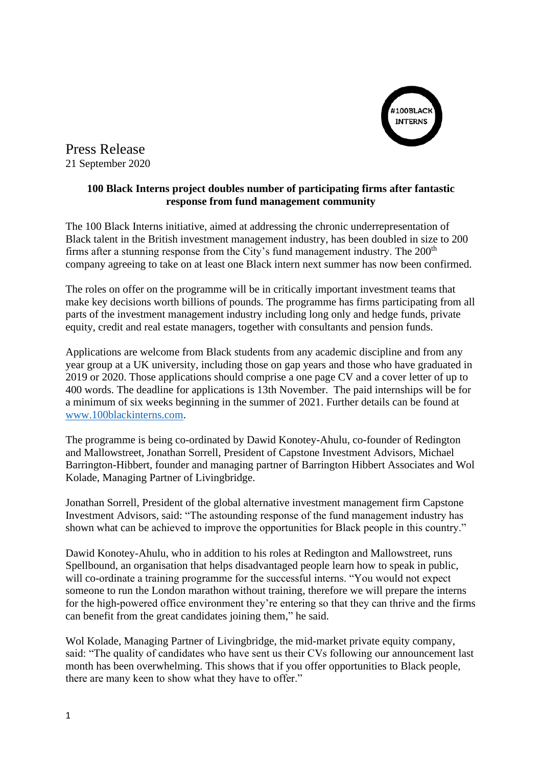#100BLACK INTERNS

Press Release
21 September 2020

**100 Black Interns project doubles number of participating firms after fantastic response from fund management community**

The 100 Black Interns initiative, aimed at addressing the chronic underrepresentation of Black talent in the British investment management industry, has been doubled in size to 200 firms after a stunning response from the City's fund management industry. The 200th company agreeing to take on at least one Black intern next summer has now been confirmed.

The roles on offer on the programme will be in critically important investment teams that make key decisions worth billions of pounds. The programme has firms participating from all parts of the investment management industry including long only and hedge funds, private equity, credit and real estate managers, together with consultants and pension funds.

Applications are welcome from Black students from any academic discipline and from any year group at a UK university, including those on gap years and those who have graduated in 2019 or 2020. Those applications should comprise a one page CV and a cover letter of up to 400 words. The deadline for applications is 13th November. The paid internships will be for a minimum of six weeks beginning in the summer of 2021. Further details can be found at [www.100blackinterns.com](http://www.100blackinterns.com).

The programme is being co-ordinated by Dawid Konotey-Ahulu, co-founder of Redington and Mallowstreet, Jonathan Sorrell, President of Capstone Investment Advisors, Michael Barrington-Hibbert, founder and managing partner of Barrington Hibbert Associates and Wol Kolade, Managing Partner of Livingbridge.

Jonathan Sorrell, President of the global alternative investment management firm Capstone Investment Advisors, said: "The astounding response of the fund management industry has shown what can be achieved to improve the opportunities for Black people in this country."

Dawid Konotey-Ahulu, who in addition to his roles at Redington and Mallowstreet, runs Spellbound, an organisation that helps disadvantaged people learn how to speak in public, will co-ordinate a training programme for the successful interns. "You would not expect someone to run the London marathon without training, therefore we will prepare the interns for the high-powered office environment they're entering so that they can thrive and the firms can benefit from the great candidates joining them," he said.

Wol Kolade, Managing Partner of Livingbridge, the mid-market private equity company, said: "The quality of candidates who have sent us their CVs following our announcement last month has been overwhelming. This shows that if you offer opportunities to Black people, there are many keen to show what they have to offer."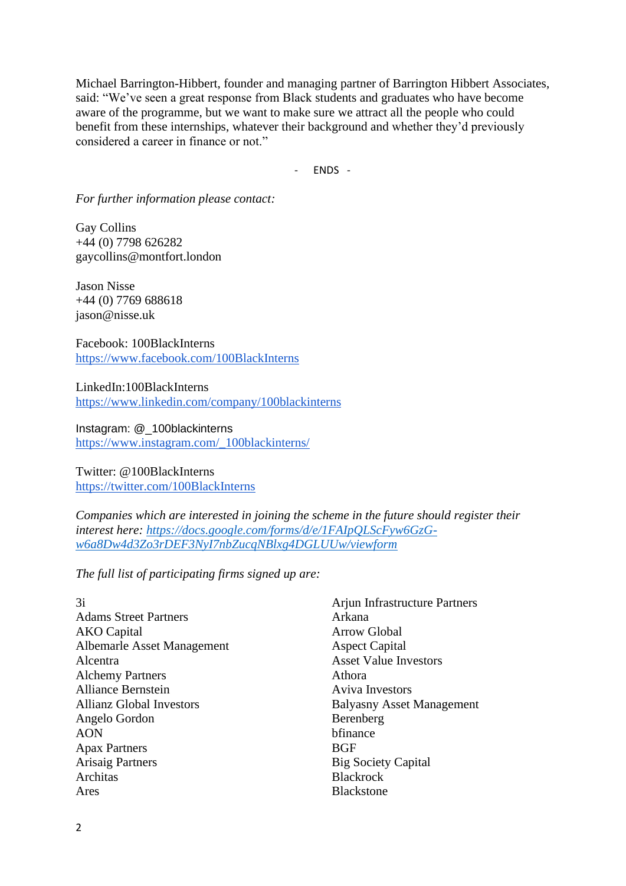Michael Barrington-Hibbert, founder and managing partner of Barrington Hibbert Associates, said: "We've seen a great response from Black students and graduates who have become aware of the programme, but we want to make sure we attract all the people who could benefit from these internships, whatever their background and whether they'd previously considered a career in finance or not."

- ENDS -

*For further information please contact:*

Gay Collins
+44 (0) 7798 626282
gaycollins@montfort.london

Jason Nisse
+44 (0) 7769 688618
jason@nisse.uk

Facebook: 100BlackInterns
https://www.facebook.com/100BlackInterns

LinkedIn:100BlackInterns
https://www.linkedin.com/company/100blackinterns

Instagram: @_100blackinterns
https://www.instagram.com/_100blackinterns/

Twitter: @100BlackInterns
https://twitter.com/100BlackInterns

*Companies which are interested in joining the scheme in the future should register their interest here: https://docs.google.com/forms/d/e/1FAIpQLScFyw6GzG-w6a8Dw4d3Zo3rDEF3NyI7nbZucqNBlxg4DGLUUw/viewform*

*The full list of participating firms signed up are:*

3i
Adams Street Partners
AKO Capital
Albemarle Asset Management
Alcentra
Alchemy Partners
Alliance Bernstein
Allianz Global Investors
Angelo Gordon
AON
Apax Partners
Arisaig Partners
Architas
Ares
Arjun Infrastructure Partners
Arkana
Arrow Global
Aspect Capital
Asset Value Investors
Athora
Aviva Investors
Balyasny Asset Management
Berenberg
bfinance
BGF
Big Society Capital
Blackrock
Blackstone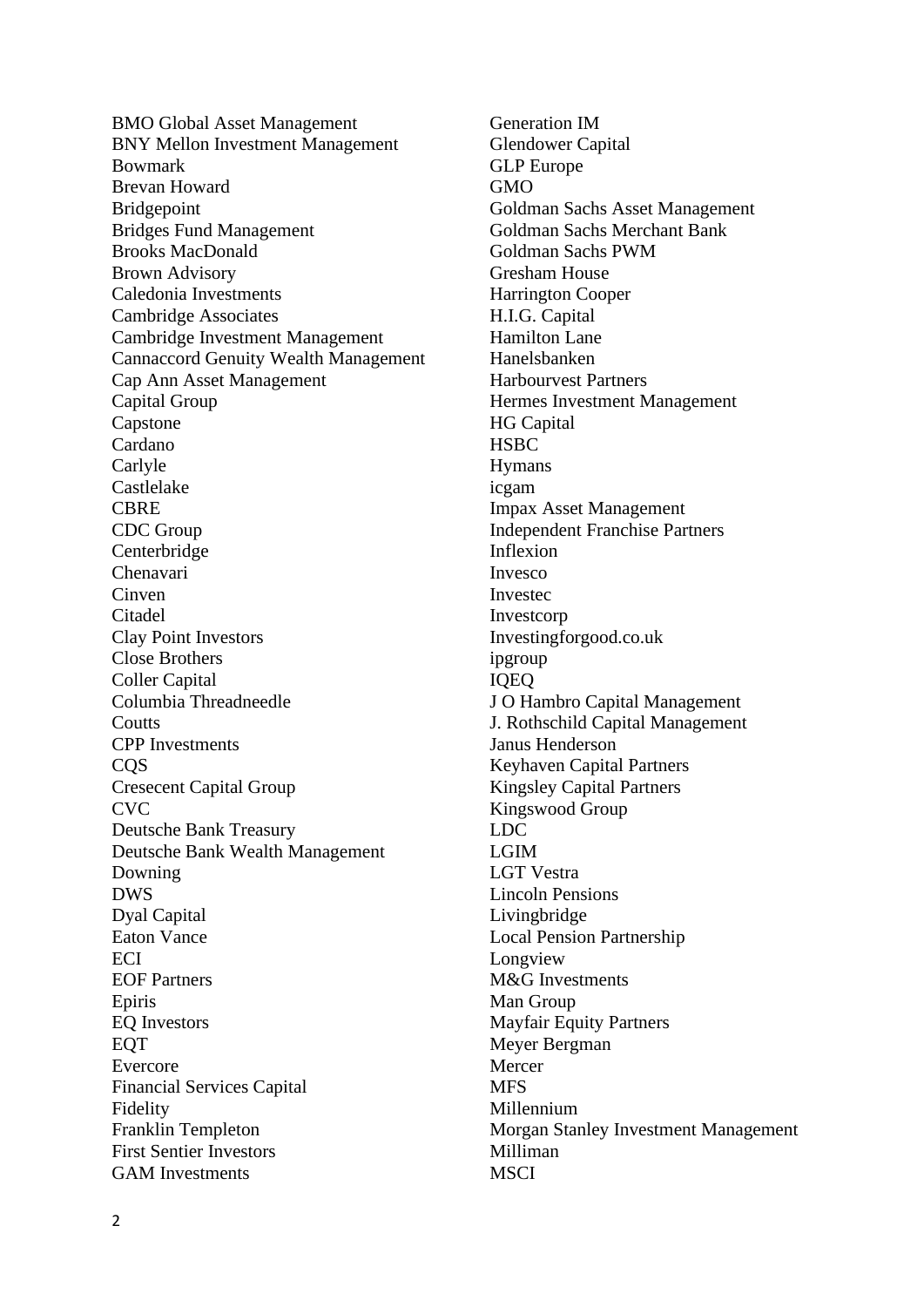BMO Global Asset Management
BNY Mellon Investment Management
Bowmark
Brevan Howard
Bridgepoint
Bridges Fund Management
Brooks MacDonald
Brown Advisory
Caledonia Investments
Cambridge Associates
Cambridge Investment Management
Cannaccord Genuity Wealth Management
Cap Ann Asset Management
Capital Group
Capstone
Cardano
Carlyle
Castlelake
CBRE
CDC Group
Centerbridge
Chenavari
Cinven
Citadel
Clay Point Investors
Close Brothers
Coller Capital
Columbia Threadneedle
Coutts
CPP Investments
CQS
Cresecent Capital Group
CVC
Deutsche Bank Treasury
Deutsche Bank Wealth Management
Downing
DWS
Dyal Capital
Eaton Vance
ECI
EOF Partners
Epiris
EQ Investors
EQT
Evercore
Financial Services Capital
Fidelity
Franklin Templeton
First Sentier Investors
GAM Investments
Generation IM
Glendower Capital
GLP Europe
GMO
Goldman Sachs Asset Management
Goldman Sachs Merchant Bank
Goldman Sachs PWM
Gresham House
Harrington Cooper
H.I.G. Capital
Hamilton Lane
Hanelsbanken
Harbourvest Partners
Hermes Investment Management
HG Capital
HSBC
Hymans
icgam
Impax Asset Management
Independent Franchise Partners
Inflexion
Invesco
Investec
Investcorp
Investingforgood.co.uk
ipgroup
IQEQ
J O Hambro Capital Management
J. Rothschild Capital Management
Janus Henderson
Keyhaven Capital Partners
Kingsley Capital Partners
Kingswood Group
LDC
LGIM
LGT Vestra
Lincoln Pensions
Livingbridge
Local Pension Partnership
Longview
M&G Investments
Man Group
Mayfair Equity Partners
Meyer Bergman
Mercer
MFS
Millennium
Morgan Stanley Investment Management
Milliman
MSCI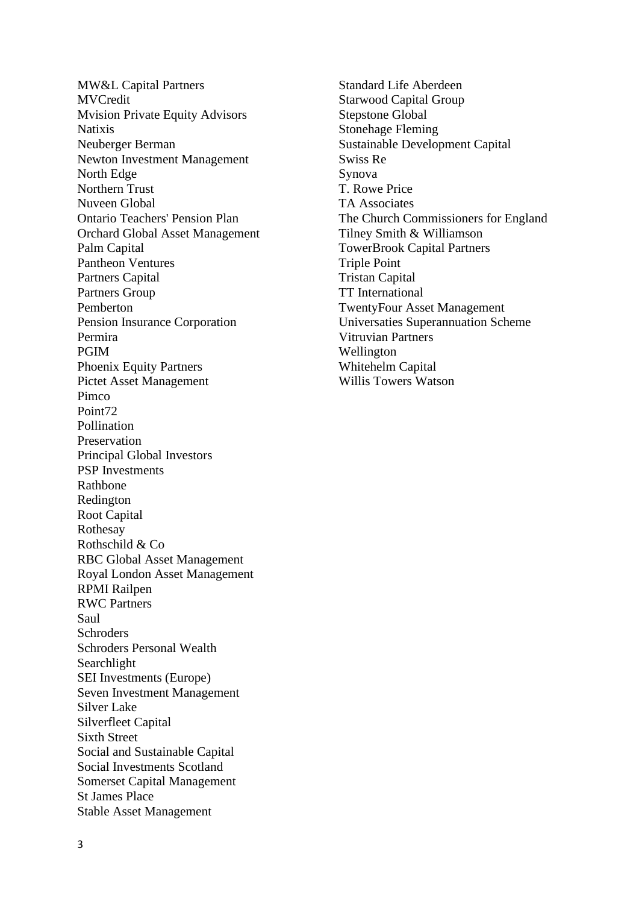MW&L Capital Partners
MVCredit
Mvision Private Equity Advisors
Natixis
Neuberger Berman
Newton Investment Management
North Edge
Northern Trust
Nuveen Global
Ontario Teachers' Pension Plan
Orchard Global Asset Management
Palm Capital
Pantheon Ventures
Partners Capital
Partners Group
Pemberton
Pension Insurance Corporation
Permira
PGIM
Phoenix Equity Partners
Pictet Asset Management
Pimco
Point72
Pollination
Preservation
Principal Global Investors
PSP Investments
Rathbone
Redington
Root Capital
Rothesay
Rothschild & Co
RBC Global Asset Management
Royal London Asset Management
RPMI Railpen
RWC Partners
Saul
Schroders
Schroders Personal Wealth
Searchlight
SEI Investments (Europe)
Seven Investment Management
Silver Lake
Silverfleet Capital
Sixth Street
Social and Sustainable Capital
Social Investments Scotland
Somerset Capital Management
St James Place
Stable Asset Management
Standard Life Aberdeen
Starwood Capital Group
Stepstone Global
Stonehage Fleming
Sustainable Development Capital
Swiss Re
Synova
T. Rowe Price
TA Associates
The Church Commissioners for England
Tilney Smith & Williamson
TowerBrook Capital Partners
Triple Point
Tristan Capital
TT International
TwentyFour Asset Management
Universaties Superannuation Scheme
Vitruvian Partners
Wellington
Whitehelm Capital
Willis Towers Watson